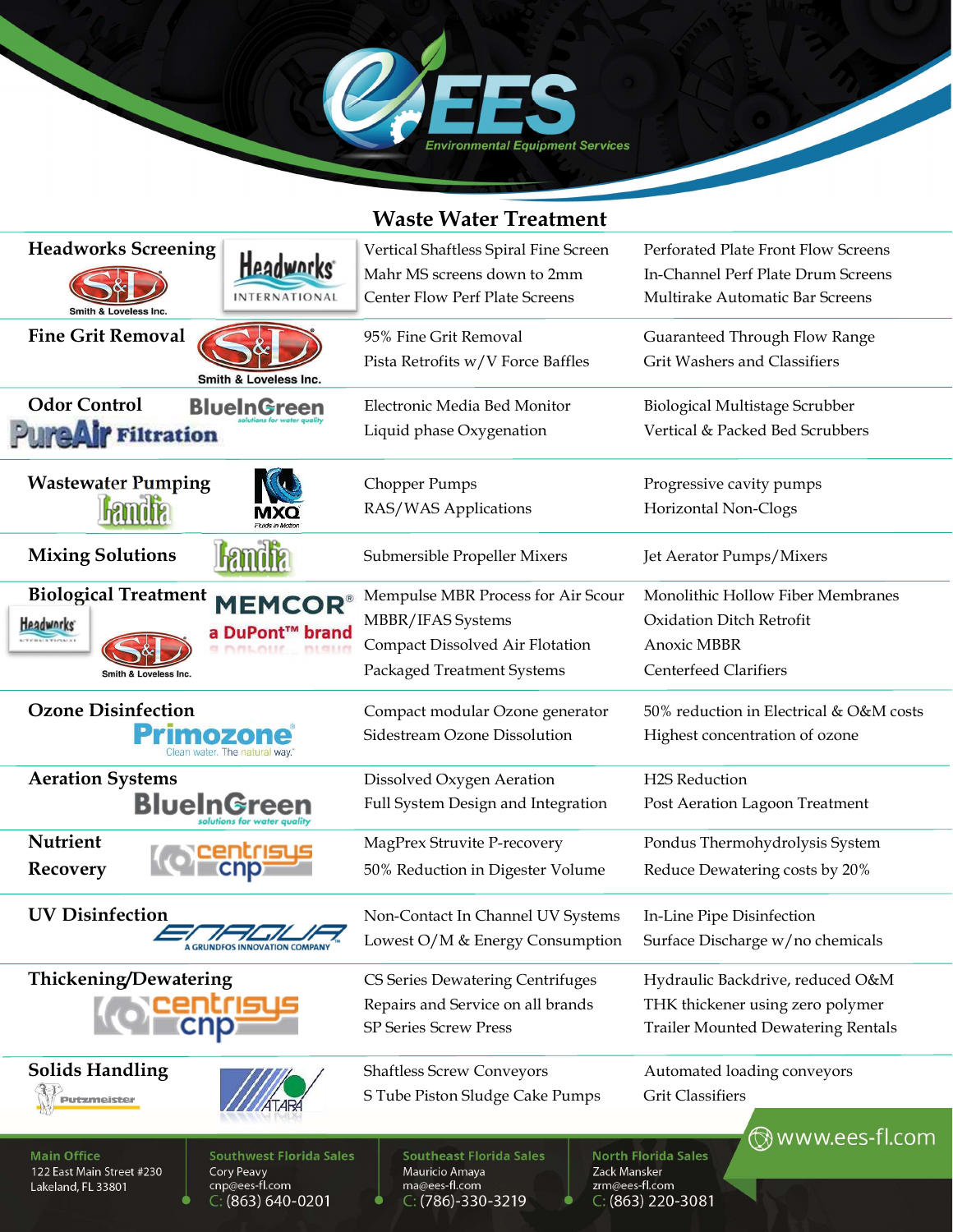# EES

Environmental Equipment Services

## Waste Water Treatment

| | | |
|---|---|---|
| **Headworks Screening** Smith & Loveless Inc. / Headworks International | Vertical Shaftless Spiral Fine Screen<br>Mahr MS screens down to 2mm<br>Center Flow Perf Plate Screens | Perforated Plate Front Flow Screens<br>In-Channel Perf Plate Drum Screens<br>Multirake Automatic Bar Screens |
| **Fine Grit Removal** Smith & Loveless Inc. | 95% Fine Grit Removal<br>Pista Retrofits w/V Force Baffles | Guaranteed Through Flow Range<br>Grit Washers and Classifiers |
| **Odor Control** BlueInGreen / PureAir Filtration | Electronic Media Bed Monitor<br>Liquid phase Oxygenation | Biological Multistage Scrubber<br>Vertical & Packed Bed Scrubbers |
| **Wastewater Pumping** Landia / MXQ Fluids in Motion | Chopper Pumps<br>RAS/WAS Applications | Progressive cavity pumps<br>Horizontal Non-Clogs |
| **Mixing Solutions** Landia | Submersible Propeller Mixers | Jet Aerator Pumps/Mixers |
| **Biological Treatment** Headworks / Smith & Loveless Inc. / MEMCOR® a DuPont™ brand | Mempulse MBR Process for Air Scour<br>MBBR/IFAS Systems<br>Compact Dissolved Air Flotation<br>Packaged Treatment Systems | Monolithic Hollow Fiber Membranes<br>Oxidation Ditch Retrofit<br>Anoxic MBBR<br>Centerfeed Clarifiers |
| **Ozone Disinfection** Primozone – Clean water. The natural way. | Compact modular Ozone generator<br>Sidestream Ozone Dissolution | 50% reduction in Electrical & O&M costs<br>Highest concentration of ozone |
| **Aeration Systems** BlueInGreen | Dissolved Oxygen Aeration<br>Full System Design and Integration | H2S Reduction<br>Post Aeration Lagoon Treatment |
| **Nutrient Recovery** centrisys cnp | MagPrex Struvite P-recovery<br>50% Reduction in Digester Volume | Pondus Thermohydrolysis System<br>Reduce Dewatering costs by 20% |
| **UV Disinfection** ENAQUA – A Grundfos Innovation Company | Non-Contact In Channel UV Systems<br>Lowest O/M & Energy Consumption | In-Line Pipe Disinfection<br>Surface Discharge w/no chemicals |
| **Thickening/Dewatering** centrisys cnp | CS Series Dewatering Centrifuges<br>Repairs and Service on all brands<br>SP Series Screw Press | Hydraulic Backdrive, reduced O&M<br>THK thickener using zero polymer<br>Trailer Mounted Dewatering Rentals |
| **Solids Handling** Putzmeister / ATARA | Shaftless Screw Conveyors<br>S Tube Piston Sludge Cake Pumps | Automated loading conveyors<br>Grit Classifiers |

www.ees-fl.com

**Main Office**
122 East Main Street #230
Lakeland, FL 33801

**Southwest Florida Sales**
Cory Peavy
cnp@ees-fl.com
C: (863) 640-0201

**Southeast Florida Sales**
Mauricio Amaya
ma@ees-fl.com
C: (786)-330-3219

**North Florida Sales**
Zack Mansker
zrm@ees-fl.com
C: (863) 220-3081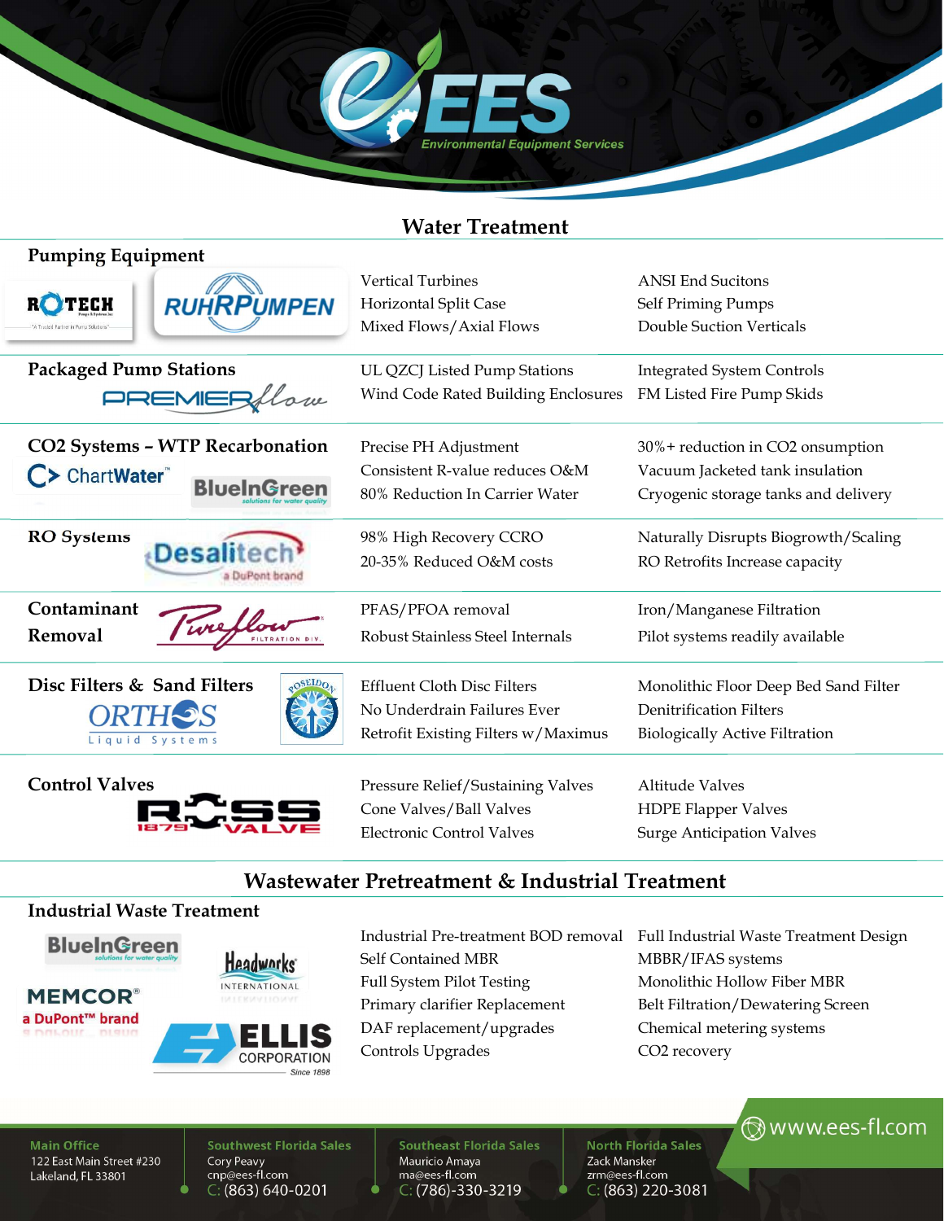# EES Environmental Equipment Services

## Water Treatment

### Pumping Equipment

ROTECH — RUHRPUMPEN

| | |
|---|---|
| Vertical Turbines | ANSI End Sucitons |
| Horizontal Split Case | Self Priming Pumps |
| Mixed Flows/Axial Flows | Double Suction Verticals |

### Packaged Pump Stations

PREMIERflow

| | |
|---|---|
| UL QZCJ Listed Pump Stations | Integrated System Controls |
| Wind Code Rated Building Enclosures | FM Listed Fire Pump Skids |

### $CO_2$ Systems – WTP Recarbonation

ChartWater — BlueInGreen

| | |
|---|---|
| Precise PH Adjustment | 30%+ reduction in $CO_2$ onsumption |
| Consistent R-value reduces O&M | Vacuum Jacketed tank insulation |
| 80% Reduction In Carrier Water | Cryogenic storage tanks and delivery |

### RO Systems

Desalitech a DuPont brand

| | |
|---|---|
| 98% High Recovery CCRO | Naturally Disrupts Biogrowth/Scaling |
| 20-35% Reduced O&M costs | RO Retrofits Increase capacity |

### Contaminant Removal

Pureflow Filtration Div.

| | |
|---|---|
| PFAS/PFOA removal | Iron/Manganese Filtration |
| Robust Stainless Steel Internals | Pilot systems readily available |

### Disc Filters & Sand Filters

ORTHOS Liquid Systems — Poseidon

| | |
|---|---|
| Effluent Cloth Disc Filters | Monolithic Floor Deep Bed Sand Filter |
| No Underdrain Failures Ever | Denitrification Filters |
| Retrofit Existing Filters w/Maximus | Biologically Active Filtration |

### Control Valves

Ross Valve 1879

| | |
|---|---|
| Pressure Relief/Sustaining Valves | Altitude Valves |
| Cone Valves/Ball Valves | HDPE Flapper Valves |
| Electronic Control Valves | Surge Anticipation Valves |

## Wastewater Pretreatment & Industrial Treatment

### Industrial Waste Treatment

BlueInGreen — Headworks International — MEMCOR a DuPont™ brand — Ellis Corporation Since 1898

| | |
|---|---|
| Industrial Pre-treatment BOD removal | Full Industrial Waste Treatment Design |
| Self Contained MBR | MBBR/IFAS systems |
| Full System Pilot Testing | Monolithic Hollow Fiber MBR |
| Primary clarifier Replacement | Belt Filtration/Dewatering Screen |
| DAF replacement/upgrades | Chemical metering systems |
| Controls Upgrades | $CO_2$ recovery |

www.ees-fl.com

**Main Office**
122 East Main Street #230
Lakeland, FL 33801

**Southwest Florida Sales**
Cory Peavy
cnp@ees-fl.com
C: (863) 640-0201

**Southeast Florida Sales**
Mauricio Amaya
ma@ees-fl.com
C: (786)-330-3219

**North Florida Sales**
Zack Mansker
zrm@ees-fl.com
C: (863) 220-3081